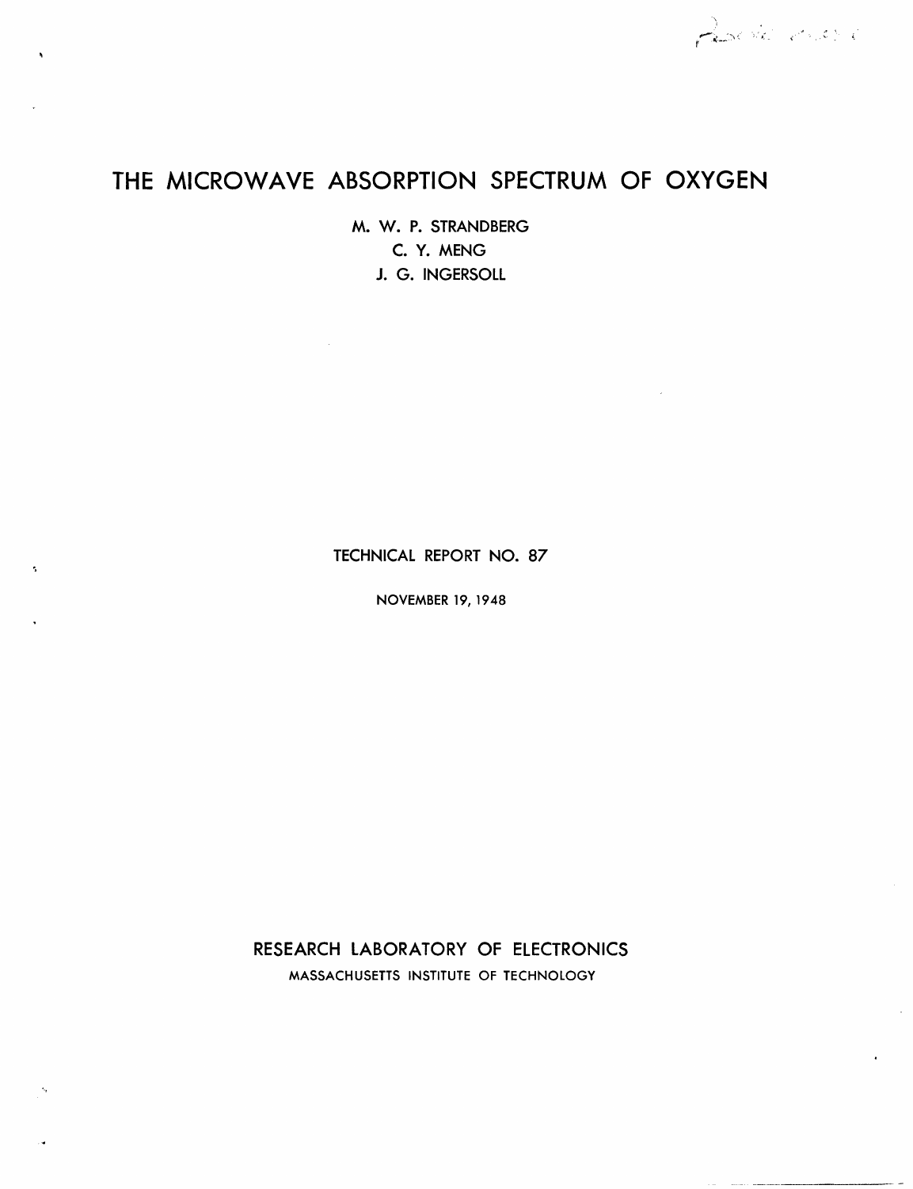# THE MICROWAVE ABSORPTION SPECTRUM OF OXYGEN

M. W. P. STRANDBERG

C. Y. MENG

J. G. INGERSOLL

TECHNICAL REPORT NO. 87

NOVEMBER 19, 1948

RESEARCH LABORATORY OF ELECTRONICS

MASSACHUSETTS INSTITUTE OF TECHNOLOGY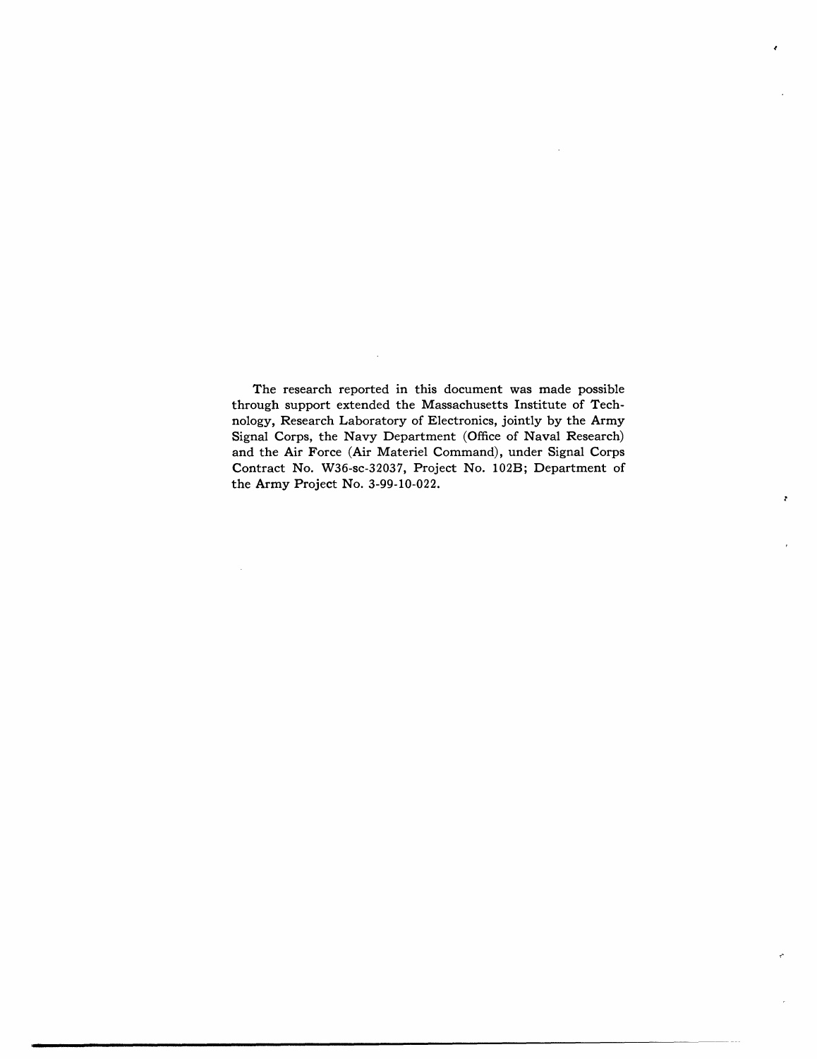The research reported in this document was made possible through support extended the Massachusetts Institute of Technology, Research Laboratory of Electronics, jointly by the Army Signal Corps, the Navy Department (Office of Naval Research) and the Air Force (Air Materiel Command), under Signal Corps Contract No. W36-sc-32037, Project No. 102B; Department of the Army Project No. 3-99-10-022.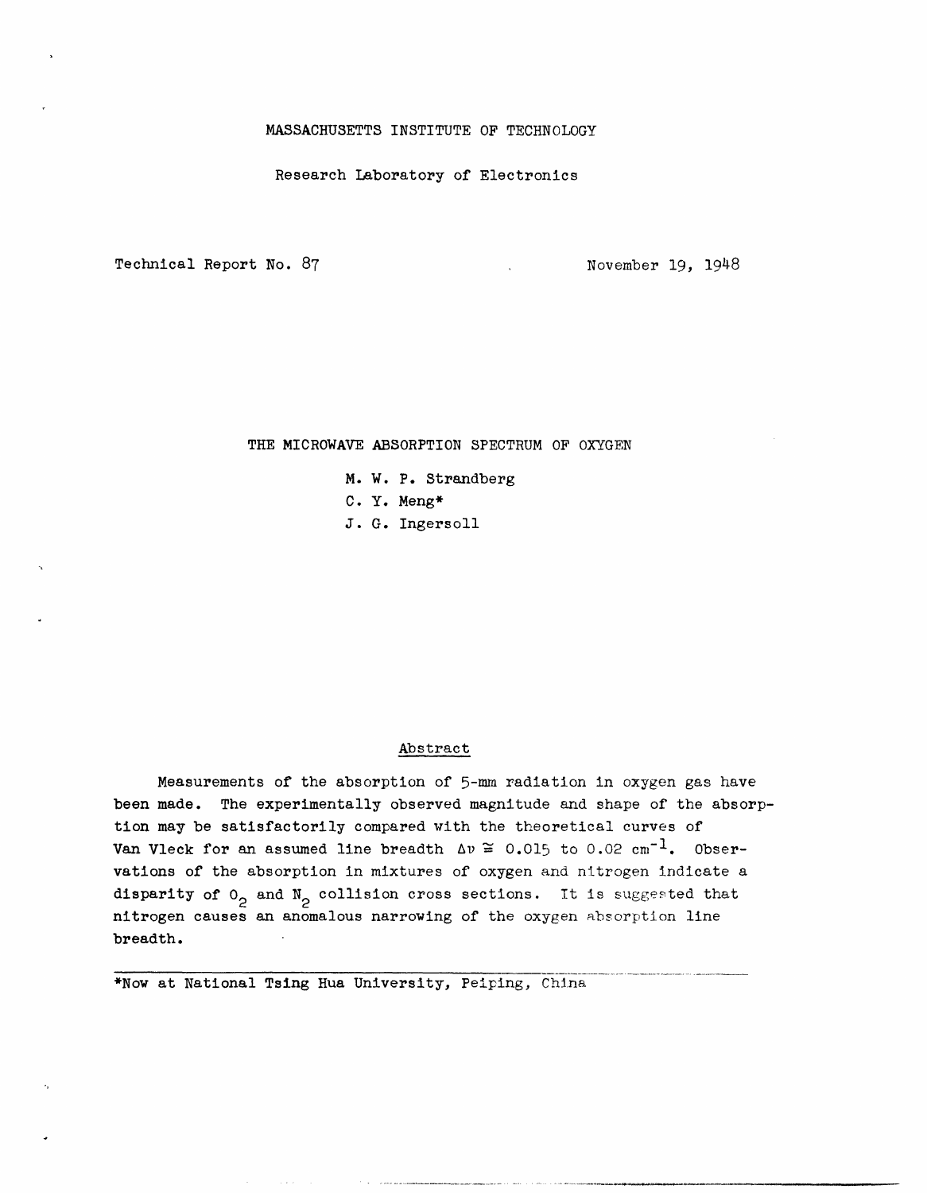MASSACHUSETTS INSTITUTE OF TECHNOLOGY

Research Laboratory of Electronics

Technical Report No. 87 November 19, 1948

# THE MICROWAVE ABSORPTION SPECTRUM OF OXYGEN

M. W. P. Strandberg

C. Y. Meng*

J. G. Ingersoll

## Abstract

Measurements of the absorption of 5-mm radiation in oxygen gas have been made. The experimentally observed magnitude and shape of the absorption may be satisfactorily compared with the theoretical curves of Van Vleck for an assumed line breadth $\Delta\nu \cong 0.015$ to $0.02\ cm^{-1}$. Observations of the absorption in mixtures of oxygen and nitrogen indicate a disparity of $O_2$ and $N_2$ collision cross sections. It is suggested that nitrogen causes an anomalous narrowing of the oxygen absorption line breadth.

*Now at National Tsing Hua University, Peiping, China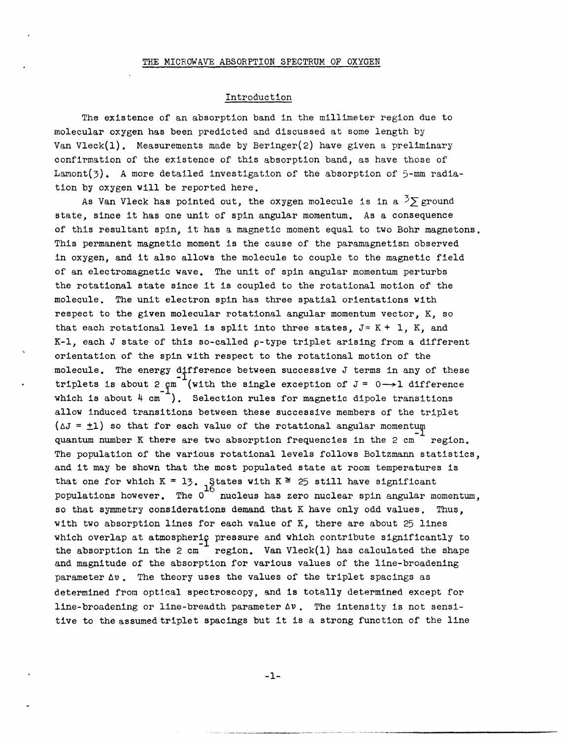# THE MICROWAVE ABSORPTION SPECTRUM OF OXYGEN

## Introduction

The existence of an absorption band in the millimeter region due to molecular oxygen has been predicted and discussed at some length by Van Vleck(1). Measurements made by Beringer(2) have given a preliminary confirmation of the existence of this absorption band, as have those of Lamont(3). A more detailed investigation of the absorption of 5-mm radiation by oxygen will be reported here.

As Van Vleck has pointed out, the oxygen molecule is in a $^3\Sigma$ ground state, since it has one unit of spin angular momentum. As a consequence of this resultant spin, it has a magnetic moment equal to two Bohr magnetons. This permanent magnetic moment is the cause of the paramagnetism observed in oxygen, and it also allows the molecule to couple to the magnetic field of an electromagnetic wave. The unit of spin angular momentum perturbs the rotational state since it is coupled to the rotational motion of the molecule. The unit electron spin has three spatial orientations with respect to the given molecular rotational angular momentum vector, K, so that each rotational level is split into three states, $J = K + 1$, K, and K-1, each J state of this so-called $\rho$-type triplet arising from a different orientation of the spin with respect to the rotational motion of the molecule. The energy difference between successive J terms in any of these triplets is about 2 $cm^{-1}$ (with the single exception of $J = 0 \longrightarrow 1$ difference which is about 4 $cm^{-1}$). Selection rules for magnetic dipole transitions allow induced transitions between these successive members of the triplet ($\Delta J = \pm 1$) so that for each value of the rotational angular momentum quantum number K there are two absorption frequencies in the 2 $cm^{-1}$ region. The population of the various rotational levels follows Boltzmann statistics, and it may be shown that the most populated state at room temperatures is that one for which $K = 13$. States with $K \cong 25$ still have significant populations however. The $O^{16}$ nucleus has zero nuclear spin angular momentum, so that symmetry considerations demand that K have only odd values. Thus, with two absorption lines for each value of K, there are about 25 lines which overlap at atmospheric pressure and which contribute significantly to the absorption in the 2 $cm^{-1}$ region. Van Vleck(1) has calculated the shape and magnitude of the absorption for various values of the line-broadening parameter $\Delta\nu$. The theory uses the values of the triplet spacings as determined from optical spectroscopy, and is totally determined except for line-broadening or line-breadth parameter $\Delta\nu$. The intensity is not sensitive to the assumed triplet spacings but it is a strong function of the line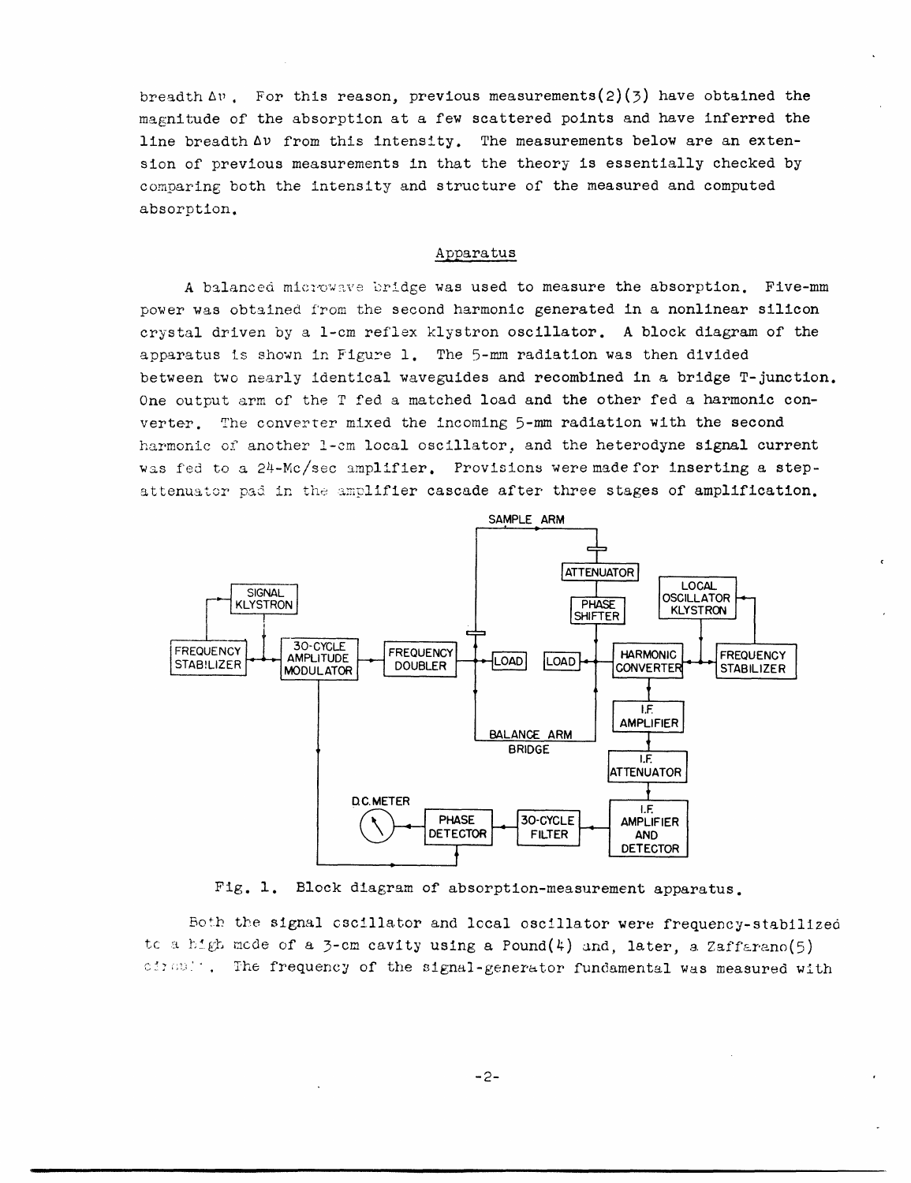breadth $\Delta\nu$. For this reason, previous measurements(2)(3) have obtained the magnitude of the absorption at a few scattered points and have inferred the line breadth $\Delta\nu$ from this intensity. The measurements below are an extension of previous measurements in that the theory is essentially checked by comparing both the intensity and structure of the measured and computed absorption.

## Apparatus

A balanced microwave bridge was used to measure the absorption. Five-mm power was obtained from the second harmonic generated in a nonlinear silicon crystal driven by a 1-cm reflex klystron oscillator. A block diagram of the apparatus is shown in Figure 1. The 5-mm radiation was then divided between two nearly identical waveguides and recombined in a bridge T-junction. One output arm of the T fed a matched load and the other fed a harmonic converter. The converter mixed the incoming 5-mm radiation with the second harmonic of another 1-cm local oscillator, and the heterodyne signal current was fed to a 24-Mc/sec amplifier. Provisions were made for inserting a step-attenuator pad in the amplifier cascade after three stages of amplification.

Fig. 1. Block diagram of absorption-measurement apparatus.

Both the signal oscillator and local oscillator were frequency-stabilized to a high mode of a 3-cm cavity using a Pound(4) and, later, a Zaffarano(5) circuit. The frequency of the signal-generator fundamental was measured with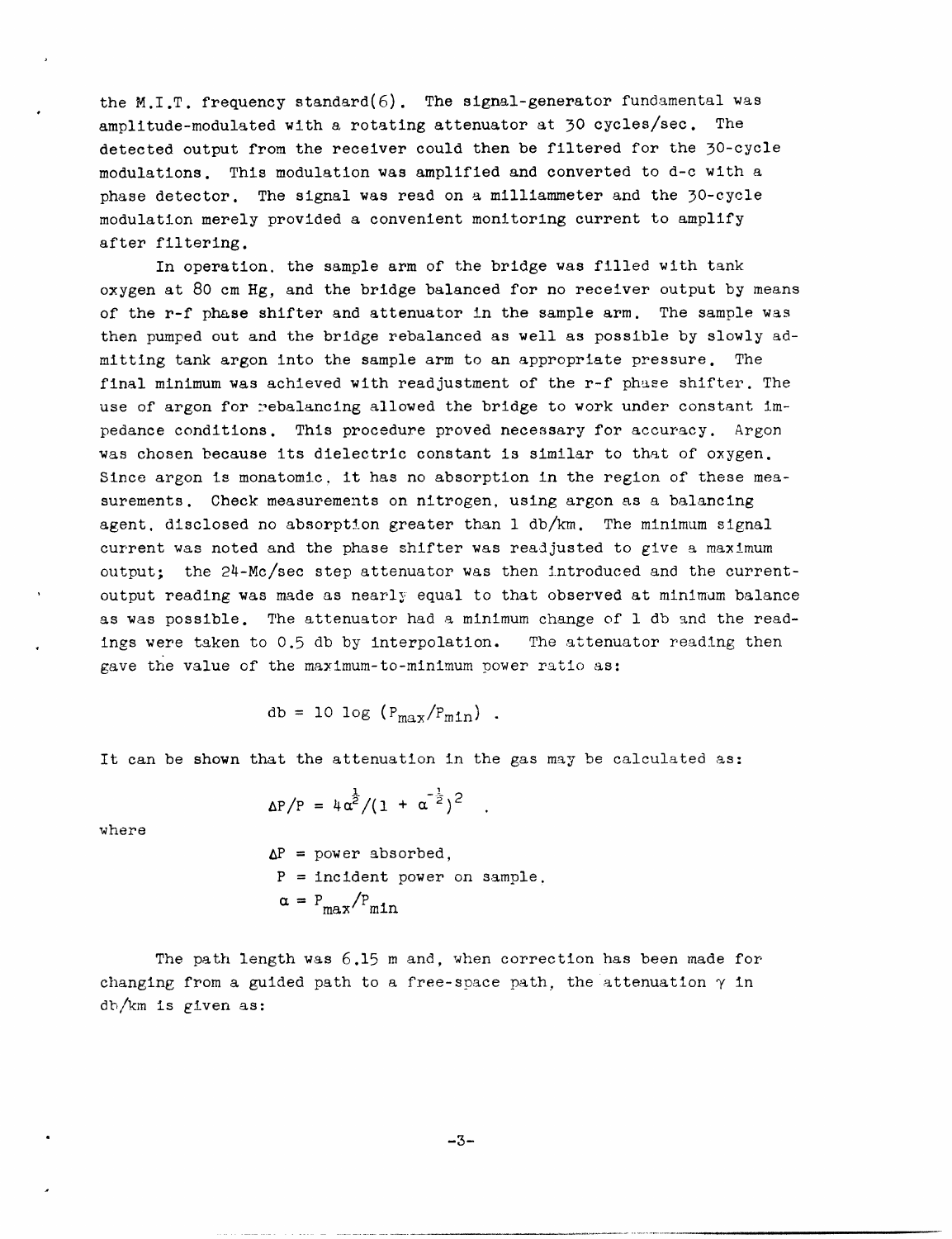the M.I.T. frequency standard(6). The signal-generator fundamental was amplitude-modulated with a rotating attenuator at 30 cycles/sec. The detected output from the receiver could then be filtered for the 30-cycle modulations. This modulation was amplified and converted to d-c with a phase detector. The signal was read on a milliammeter and the 30-cycle modulation merely provided a convenient monitoring current to amplify after filtering.

In operation, the sample arm of the bridge was filled with tank oxygen at 80 cm Hg, and the bridge balanced for no receiver output by means of the r-f phase shifter and attenuator in the sample arm. The sample was then pumped out and the bridge rebalanced as well as possible by slowly admitting tank argon into the sample arm to an appropriate pressure. The final minimum was achieved with readjustment of the r-f phase shifter. The use of argon for rebalancing allowed the bridge to work under constant impedance conditions. This procedure proved necessary for accuracy. Argon was chosen because its dielectric constant is similar to that of oxygen. Since argon is monatomic, it has no absorption in the region of these measurements. Check measurements on nitrogen, using argon as a balancing agent, disclosed no absorption greater than 1 db/km. The minimum signal current was noted and the phase shifter was readjusted to give a maximum output; the 24-Mc/sec step attenuator was then introduced and the current-output reading was made as nearly equal to that observed at minimum balance as was possible. The attenuator had a minimum change of 1 db and the readings were taken to 0.5 db by interpolation. The attenuator reading then gave the value of the maximum-to-minimum power ratio as:

$$\text{db} = 10 \log (P_{max}/P_{min}) \ .$$

It can be shown that the attenuation in the gas may be calculated as:

$$\Delta P/P = 4\alpha^{\frac{1}{2}}/(1 + \alpha^{-\frac{1}{2}})^2 \ .$$

where

$\Delta P$ = power absorbed,
$P$ = incident power on sample,
$\alpha = P_{max}/P_{min}$

The path length was 6.15 m and, when correction has been made for changing from a guided path to a free-space path, the attenuation $\gamma$ in db/km is given as: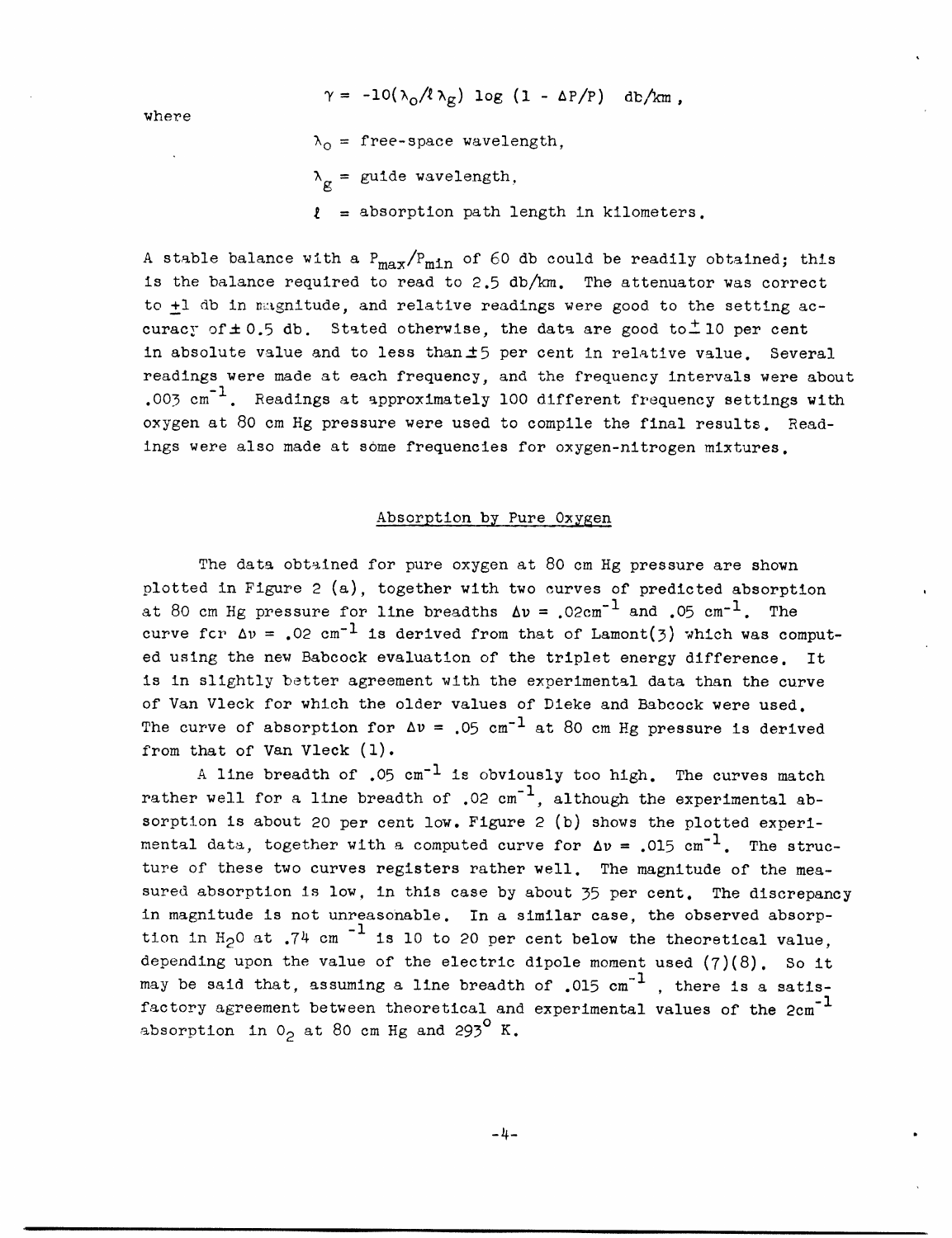$$\gamma = -10(\lambda_o/\ell\,\lambda_g)\ \log\ (1 - \Delta P/P)\ \ \text{db/km},$$

where

$\lambda_o$ = free-space wavelength,

$\lambda_g$ = guide wavelength,

$\ell$ = absorption path length in kilometers.

A stable balance with a $P_{max}/P_{min}$ of 60 db could be readily obtained; this is the balance required to read to 2.5 db/km. The attenuator was correct to $\pm 1$ db in magnitude, and relative readings were good to the setting accuracy of $\pm 0.5$ db. Stated otherwise, the data are good to $\pm 10$ per cent in absolute value and to less than $\pm 5$ per cent in relative value. Several readings were made at each frequency, and the frequency intervals were about .003 $cm^{-1}$. Readings at approximately 100 different frequency settings with oxygen at 80 cm Hg pressure were used to compile the final results. Readings were also made at some frequencies for oxygen-nitrogen mixtures.

## Absorption by Pure Oxygen

The data obtained for pure oxygen at 80 cm Hg pressure are shown plotted in Figure 2 (a), together with two curves of predicted absorption at 80 cm Hg pressure for line breadths $\Delta\nu$ = .02$cm^{-1}$ and .05 $cm^{-1}$. The curve for $\Delta\nu$ = .02 $cm^{-1}$ is derived from that of Lamont(3) which was computed using the new Babcock evaluation of the triplet energy difference. It is in slightly better agreement with the experimental data than the curve of Van Vleck for which the older values of Dieke and Babcock were used. The curve of absorption for $\Delta\nu$ = .05 $cm^{-1}$ at 80 cm Hg pressure is derived from that of Van Vleck (1).

A line breadth of .05 $cm^{-1}$ is obviously too high. The curves match rather well for a line breadth of .02 $cm^{-1}$, although the experimental absorption is about 20 per cent low. Figure 2 (b) shows the plotted experimental data, together with a computed curve for $\Delta\nu$ = .015 $cm^{-1}$. The structure of these two curves registers rather well. The magnitude of the measured absorption is low, in this case by about 35 per cent. The discrepancy in magnitude is not unreasonable. In a similar case, the observed absorption in $H_2O$ at .74 $cm^{-1}$ is 10 to 20 per cent below the theoretical value, depending upon the value of the electric dipole moment used (7)(8). So it may be said that, assuming a line breadth of .015 $cm^{-1}$, there is a satisfactory agreement between theoretical and experimental values of the 2$cm^{-1}$ absorption in $O_2$ at 80 cm Hg and 293° K.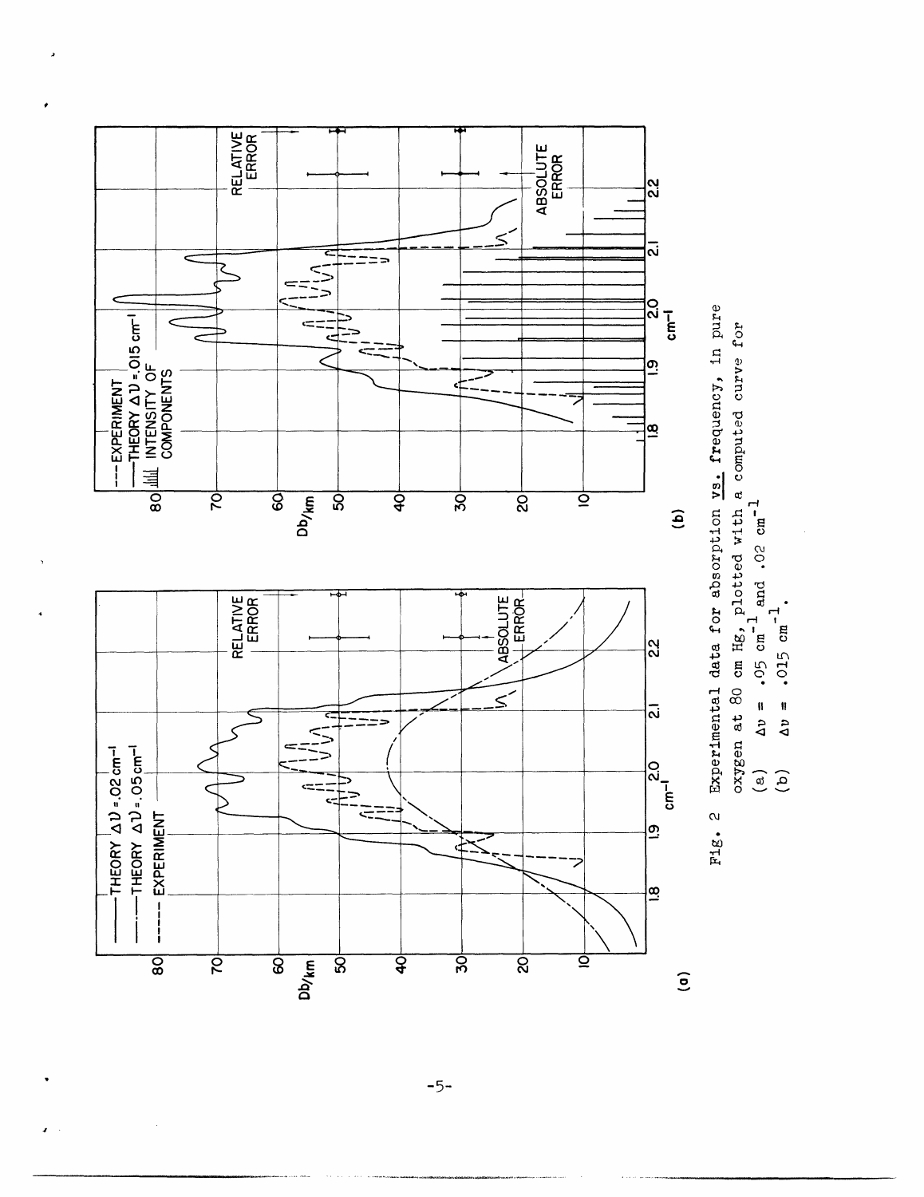Fig. 2 Experimental data for absorption *vs.* frequency, in pure oxygen at 80 cm Hg, plotted with a computed curve for
(a) $\Delta\nu = .05\ cm^{-1}$ and $.02\ cm^{-1}$
(b) $\Delta\nu = .015\ cm^{-1}$.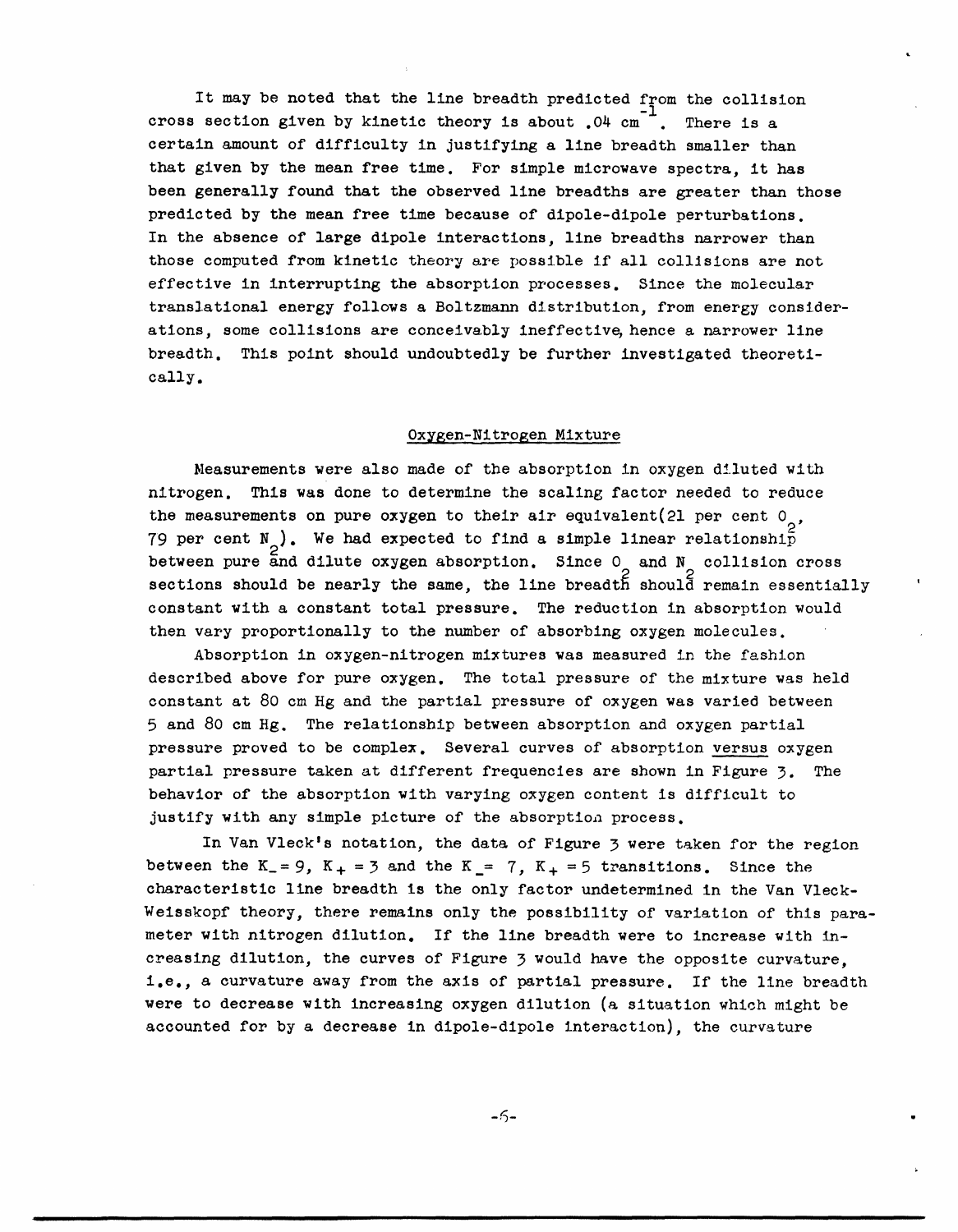It may be noted that the line breadth predicted from the collision cross section given by kinetic theory is about .04 $cm^{-1}$. There is a certain amount of difficulty in justifying a line breadth smaller than that given by the mean free time. For simple microwave spectra, it has been generally found that the observed line breadths are greater than those predicted by the mean free time because of dipole-dipole perturbations. In the absence of large dipole interactions, line breadths narrower than those computed from kinetic theory are possible if all collisions are not effective in interrupting the absorption processes. Since the molecular translational energy follows a Boltzmann distribution, from energy considerations, some collisions are conceivably ineffective, hence a narrower line breadth. This point should undoubtedly be further investigated theoretically.

## Oxygen-Nitrogen Mixture

Measurements were also made of the absorption in oxygen diluted with nitrogen. This was done to determine the scaling factor needed to reduce the measurements on pure oxygen to their air equivalent(21 per cent $O_2$, 79 per cent $N_2$). We had expected to find a simple linear relationship between pure and dilute oxygen absorption. Since $O_2$ and $N_2$ collision cross sections should be nearly the same, the line breadth should remain essentially constant with a constant total pressure. The reduction in absorption would then vary proportionally to the number of absorbing oxygen molecules.

Absorption in oxygen-nitrogen mixtures was measured in the fashion described above for pure oxygen. The total pressure of the mixture was held constant at 80 cm Hg and the partial pressure of oxygen was varied between 5 and 80 cm Hg. The relationship between absorption and oxygen partial pressure proved to be complex. Several curves of absorption *versus* oxygen partial pressure taken at different frequencies are shown in Figure 3. The behavior of the absorption with varying oxygen content is difficult to justify with any simple picture of the absorption process.

In Van Vleck's notation, the data of Figure 3 were taken for the region between the $K_- = 9$, $K_+ = 3$ and the $K_- = 7$, $K_+ = 5$ transitions. Since the characteristic line breadth is the only factor undetermined in the Van Vleck-Weisskopf theory, there remains only the possibility of variation of this parameter with nitrogen dilution. If the line breadth were to increase with increasing dilution, the curves of Figure 3 would have the opposite curvature, i.e., a curvature away from the axis of partial pressure. If the line breadth were to decrease with increasing oxygen dilution (a situation which might be accounted for by a decrease in dipole-dipole interaction), the curvature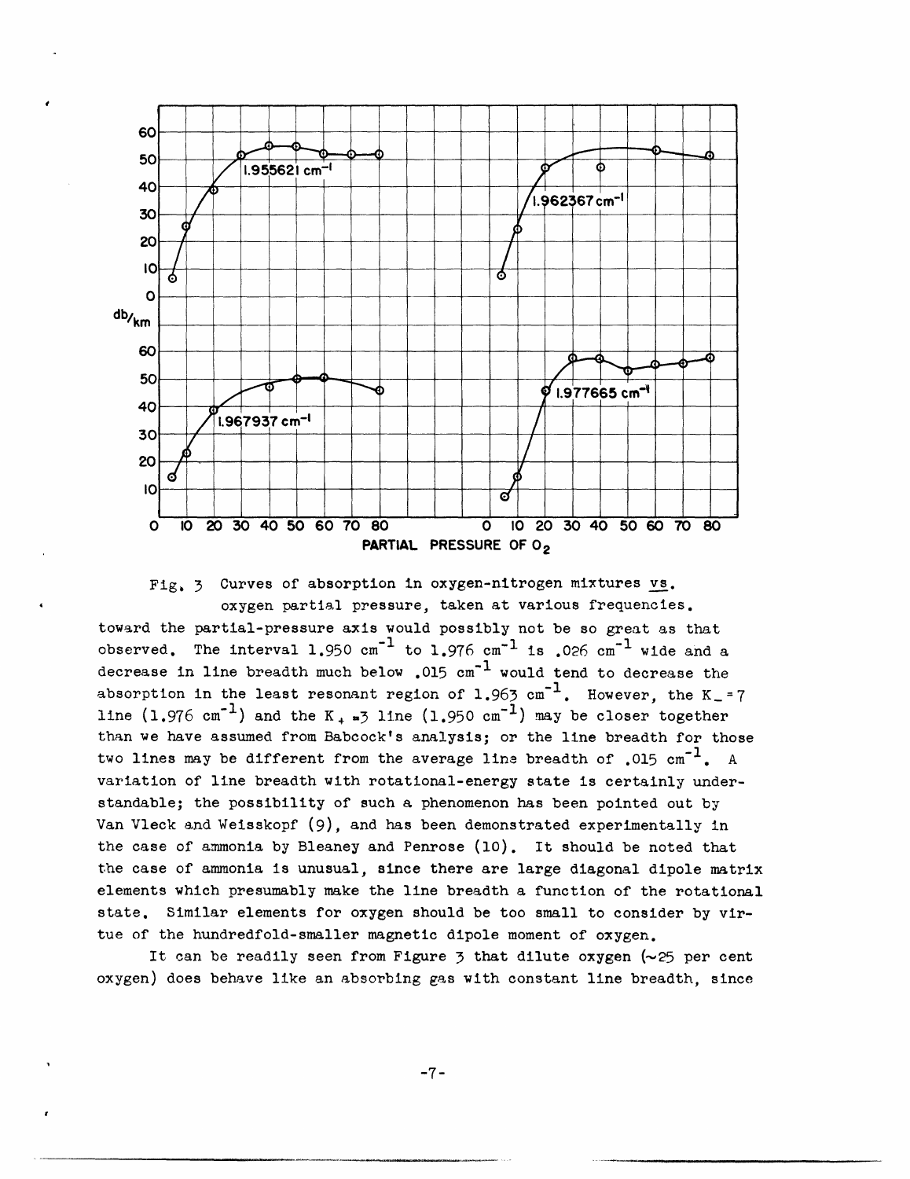Fig. 3 Curves of absorption in oxygen-nitrogen mixtures vs. oxygen partial pressure, taken at various frequencies.

toward the partial-pressure axis would possibly not be so great as that observed. The interval 1.950 $cm^{-1}$ to 1.976 $cm^{-1}$ is .026 $cm^{-1}$ wide and a decrease in line breadth much below .015 $cm^{-1}$ would tend to decrease the absorption in the least resonant region of 1.963 $cm^{-1}$. However, the $K_- = 7$ line (1.976 $cm^{-1}$) and the $K_+ = 3$ line (1.950 $cm^{-1}$) may be closer together than we have assumed from Babcock's analysis; or the line breadth for those two lines may be different from the average line breadth of .015 $cm^{-1}$. A variation of line breadth with rotational-energy state is certainly understandable; the possibility of such a phenomenon has been pointed out by Van Vleck and Weisskopf (9), and has been demonstrated experimentally in the case of ammonia by Bleaney and Penrose (10). It should be noted that the case of ammonia is unusual, since there are large diagonal dipole matrix elements which presumably make the line breadth a function of the rotational state. Similar elements for oxygen should be too small to consider by virtue of the hundredfold-smaller magnetic dipole moment of oxygen.

It can be readily seen from Figure 3 that dilute oxygen (~25 per cent oxygen) does behave like an absorbing gas with constant line breadth, since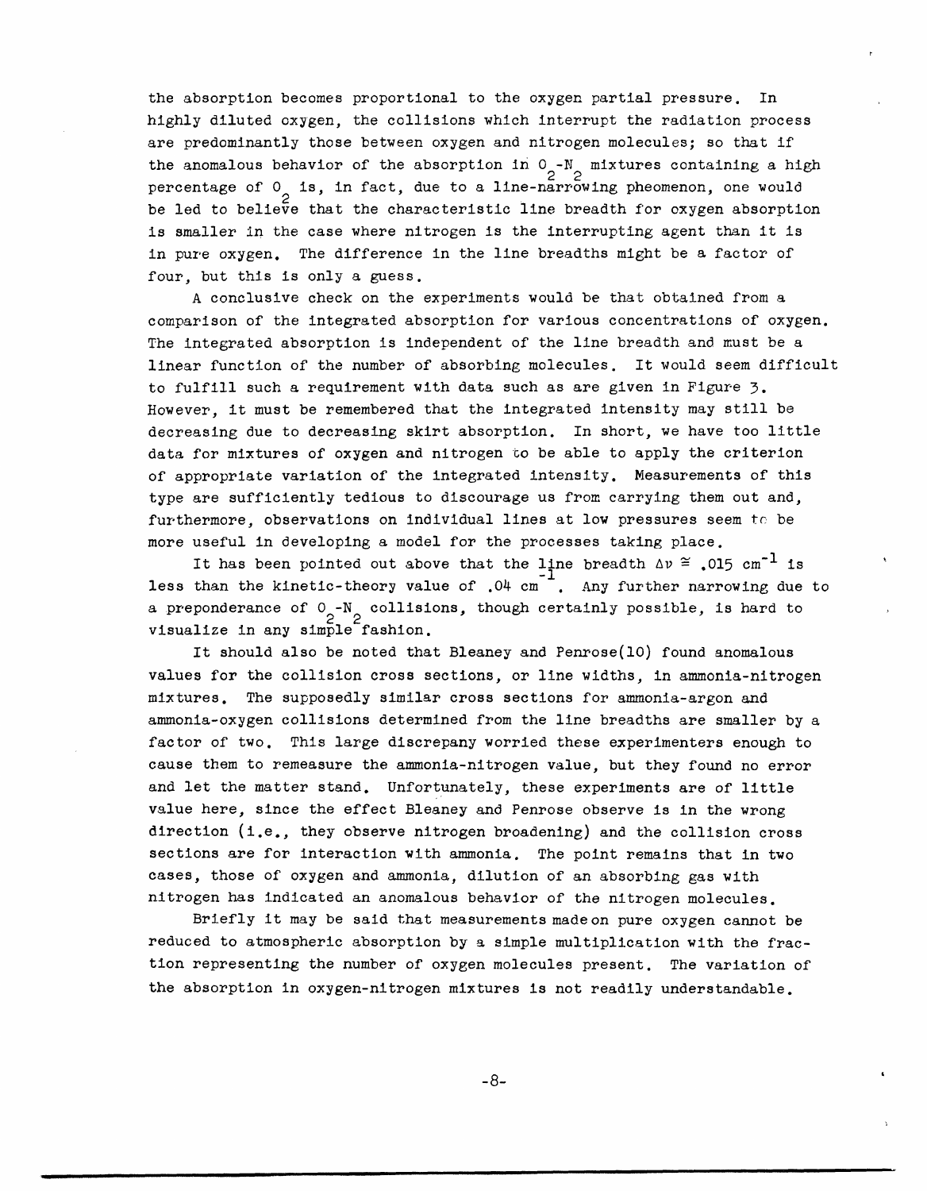the absorption becomes proportional to the oxygen partial pressure. In highly diluted oxygen, the collisions which interrupt the radiation process are predominantly those between oxygen and nitrogen molecules; so that if the anomalous behavior of the absorption in $O_2$-$N_2$ mixtures containing a high percentage of $O_2$ is, in fact, due to a line-narrowing pheomenon, one would be led to believe that the characteristic line breadth for oxygen absorption is smaller in the case where nitrogen is the interrupting agent than it is in pure oxygen. The difference in the line breadths might be a factor of four, but this is only a guess.

A conclusive check on the experiments would be that obtained from a comparison of the integrated absorption for various concentrations of oxygen. The integrated absorption is independent of the line breadth and must be a linear function of the number of absorbing molecules. It would seem difficult to fulfill such a requirement with data such as are given in Figure 3. However, it must be remembered that the integrated intensity may still be decreasing due to decreasing skirt absorption. In short, we have too little data for mixtures of oxygen and nitrogen to be able to apply the criterion of appropriate variation of the integrated intensity. Measurements of this type are sufficiently tedious to discourage us from carrying them out and, furthermore, observations on individual lines at low pressures seem to be more useful in developing a model for the processes taking place.

It has been pointed out above that the line breadth $\Delta\nu \cong .015\ \text{cm}^{-1}$ is less than the kinetic-theory value of $.04\ \text{cm}^{-1}$. Any further narrowing due to a preponderance of $O_2$-$N_2$ collisions, though certainly possible, is hard to visualize in any simple fashion.

It should also be noted that Bleaney and Penrose(10) found anomalous values for the collision cross sections, or line widths, in ammonia-nitrogen mixtures. The supposedly similar cross sections for ammonia-argon and ammonia-oxygen collisions determined from the line breadths are smaller by a factor of two. This large discrepancy worried these experimenters enough to cause them to remeasure the ammonia-nitrogen value, but they found no error and let the matter stand. Unfortunately, these experiments are of little value here, since the effect Bleaney and Penrose observe is in the wrong direction (i.e., they observe nitrogen broadening) and the collision cross sections are for interaction with ammonia. The point remains that in two cases, those of oxygen and ammonia, dilution of an absorbing gas with nitrogen has indicated an anomalous behavior of the nitrogen molecules.

Briefly it may be said that measurements made on pure oxygen cannot be reduced to atmospheric absorption by a simple multiplication with the fraction representing the number of oxygen molecules present. The variation of the absorption in oxygen-nitrogen mixtures is not readily understandable.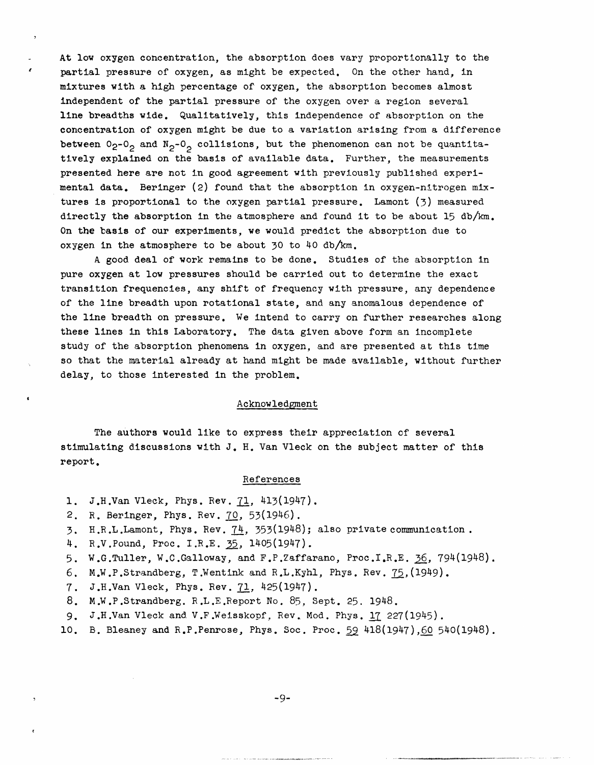At low oxygen concentration, the absorption does vary proportionally to the partial pressure of oxygen, as might be expected. On the other hand, in mixtures with a high percentage of oxygen, the absorption becomes almost independent of the partial pressure of the oxygen over a region several line breadths wide. Qualitatively, this independence of absorption on the concentration of oxygen might be due to a variation arising from a difference between $O_2$-$O_2$ and $N_2$-$O_2$ collisions, but the phenomenon can not be quantitatively explained on the basis of available data. Further, the measurements presented here are not in good agreement with previously published experimental data. Beringer (2) found that the absorption in oxygen-nitrogen mixtures is proportional to the oxygen partial pressure. Lamont (3) measured directly the absorption in the atmosphere and found it to be about 15 db/km. On the basis of our experiments, we would predict the absorption due to oxygen in the atmosphere to be about 30 to 40 db/km.

A good deal of work remains to be done. Studies of the absorption in pure oxygen at low pressures should be carried out to determine the exact transition frequencies, any shift of frequency with pressure, any dependence of the line breadth upon rotational state, and any anomalous dependence of the line breadth on pressure. We intend to carry on further researches along these lines in this Laboratory. The data given above form an incomplete study of the absorption phenomena in oxygen, and are presented at this time so that the material already at hand might be made available, without further delay, to those interested in the problem.

## Acknowledgment

The authors would like to express their appreciation of several stimulating discussions with J. H. Van Vleck on the subject matter of this report.

## References

1. J.H.Van Vleck, Phys. Rev. 71, 413(1947).
2. R. Beringer, Phys. Rev. 70, 53(1946).
3. H.R.L.Lamont, Phys. Rev. 74, 353(1948); also private communication.
4. R.V.Pound, Proc. I.R.E. 35, 1405(1947).
5. W.G.Tuller, W.C.Galloway, and F.P.Zaffarano, Proc.I.R.E. 36, 794(1948).
6. M.W.P.Strandberg, T.Wentink and R.L.Kyhl, Phys. Rev. 75,(1949).
7. J.H.Van Vleck, Phys. Rev. 71, 425(1947).
8. M.W.P.Strandberg. R.L.E.Report No. 85, Sept. 25. 1948.
9. J.H.Van Vleck and V.F.Weisskopf, Rev. Mod. Phys. 17 227(1945).
10. B. Bleaney and R.P.Penrose, Phys. Soc. Proc. 59 418(1947),60 540(1948).